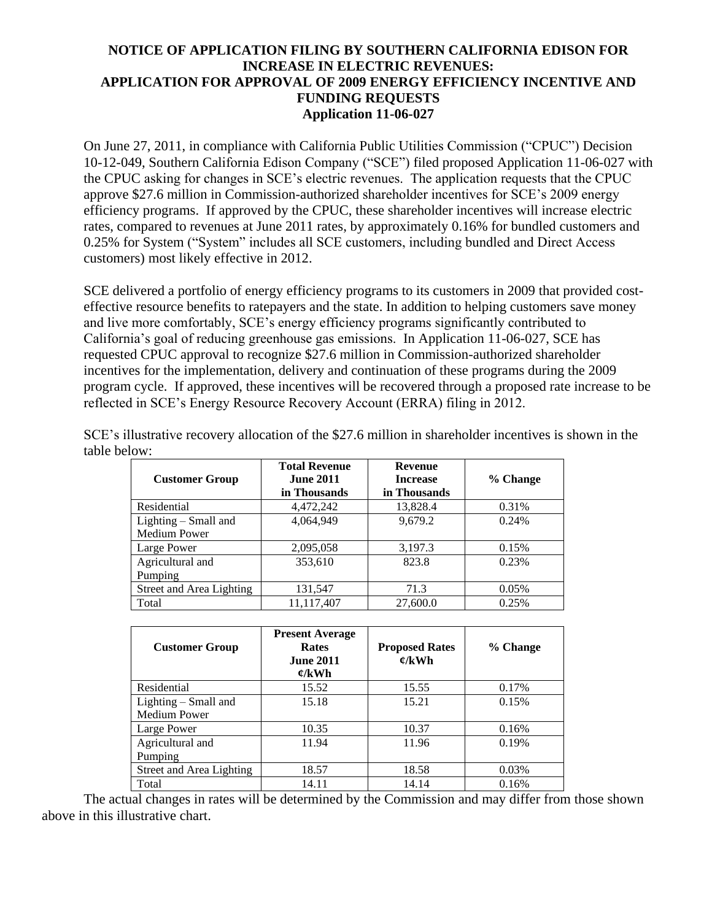# NOTICE OF APPLICATION FILING BY SOUTHERN CALIFORNIA EDISON FOR INCREASE IN ELECTRIC REVENUES: APPLICATION FOR APPROVAL OF 2009 ENERGY EFFICIENCY INCENTIVE AND FUNDING REQUESTS

## Application 11-06-027

On June 27, 2011, in compliance with California Public Utilities Commission ("CPUC") Decision 10-12-049, Southern California Edison Company ("SCE") filed proposed Application 11-06-027 with the CPUC asking for changes in SCE's electric revenues. The application requests that the CPUC approve $27.6 million in Commission-authorized shareholder incentives for SCE's 2009 energy efficiency programs. If approved by the CPUC, these shareholder incentives will increase electric rates, compared to revenues at June 2011 rates, by approximately 0.16% for bundled customers and 0.25% for System ("System" includes all SCE customers, including bundled and Direct Access customers) most likely effective in 2012.

SCE delivered a portfolio of energy efficiency programs to its customers in 2009 that provided cost-effective resource benefits to ratepayers and the state. In addition to helping customers save money and live more comfortably, SCE's energy efficiency programs significantly contributed to California's goal of reducing greenhouse gas emissions. In Application 11-06-027, SCE has requested CPUC approval to recognize $27.6 million in Commission-authorized shareholder incentives for the implementation, delivery and continuation of these programs during the 2009 program cycle. If approved, these incentives will be recovered through a proposed rate increase to be reflected in SCE's Energy Resource Recovery Account (ERRA) filing in 2012.

SCE's illustrative recovery allocation of the $27.6 million in shareholder incentives is shown in the table below:

| Customer Group | Total Revenue June 2011 in Thousands | Revenue Increase in Thousands | % Change |
|---|---|---|---|
| Residential | 4,472,242 | 13,828.4 | 0.31% |
| Lighting – Small and Medium Power | 4,064,949 | 9,679.2 | 0.24% |
| Large Power | 2,095,058 | 3,197.3 | 0.15% |
| Agricultural and Pumping | 353,610 | 823.8 | 0.23% |
| Street and Area Lighting | 131,547 | 71.3 | 0.05% |
| Total | 11,117,407 | 27,600.0 | 0.25% |

| Customer Group | Present Average Rates June 2011 ¢/kWh | Proposed Rates ¢/kWh | % Change |
|---|---|---|---|
| Residential | 15.52 | 15.55 | 0.17% |
| Lighting – Small and Medium Power | 15.18 | 15.21 | 0.15% |
| Large Power | 10.35 | 10.37 | 0.16% |
| Agricultural and Pumping | 11.94 | 11.96 | 0.19% |
| Street and Area Lighting | 18.57 | 18.58 | 0.03% |
| Total | 14.11 | 14.14 | 0.16% |

The actual changes in rates will be determined by the Commission and may differ from those shown above in this illustrative chart.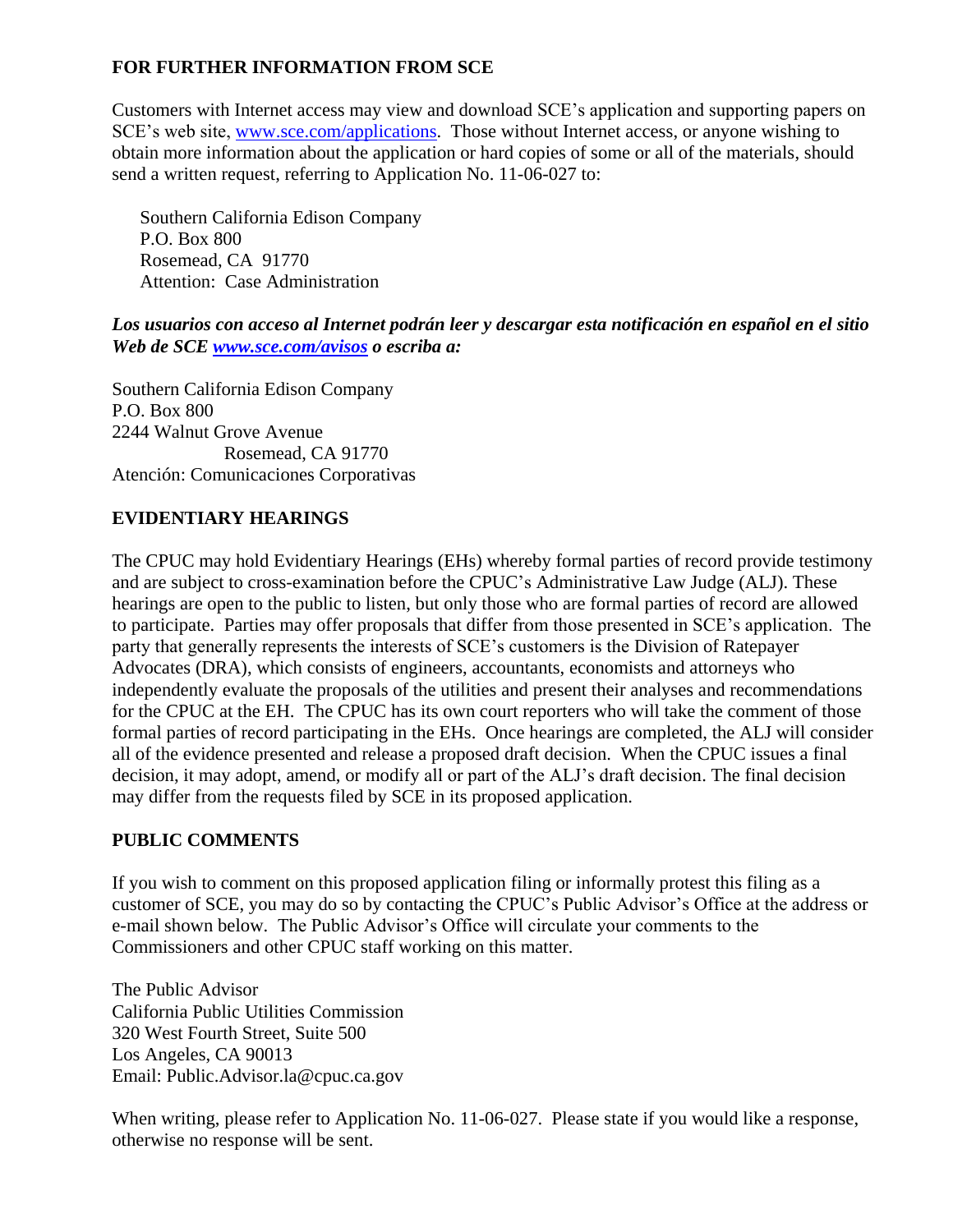## FOR FURTHER INFORMATION FROM SCE

Customers with Internet access may view and download SCE's application and supporting papers on SCE's web site, www.sce.com/applications. Those without Internet access, or anyone wishing to obtain more information about the application or hard copies of some or all of the materials, should send a written request, referring to Application No. 11-06-027 to:

Southern California Edison Company
P.O. Box 800
Rosemead, CA 91770
Attention: Case Administration

***Los usuarios con acceso al Internet podrán leer y descargar esta notificación en español en el sitio Web de SCE www.sce.com/avisos o escriba a:***

Southern California Edison Company
P.O. Box 800
2244 Walnut Grove Avenue
Rosemead, CA 91770
Atención: Comunicaciones Corporativas

## EVIDENTIARY HEARINGS

The CPUC may hold Evidentiary Hearings (EHs) whereby formal parties of record provide testimony and are subject to cross-examination before the CPUC's Administrative Law Judge (ALJ). These hearings are open to the public to listen, but only those who are formal parties of record are allowed to participate. Parties may offer proposals that differ from those presented in SCE's application. The party that generally represents the interests of SCE's customers is the Division of Ratepayer Advocates (DRA), which consists of engineers, accountants, economists and attorneys who independently evaluate the proposals of the utilities and present their analyses and recommendations for the CPUC at the EH. The CPUC has its own court reporters who will take the comment of those formal parties of record participating in the EHs. Once hearings are completed, the ALJ will consider all of the evidence presented and release a proposed draft decision. When the CPUC issues a final decision, it may adopt, amend, or modify all or part of the ALJ's draft decision. The final decision may differ from the requests filed by SCE in its proposed application.

## PUBLIC COMMENTS

If you wish to comment on this proposed application filing or informally protest this filing as a customer of SCE, you may do so by contacting the CPUC's Public Advisor's Office at the address or e-mail shown below. The Public Advisor's Office will circulate your comments to the Commissioners and other CPUC staff working on this matter.

The Public Advisor
California Public Utilities Commission
320 West Fourth Street, Suite 500
Los Angeles, CA 90013
Email: Public.Advisor.la@cpuc.ca.gov

When writing, please refer to Application No. 11-06-027. Please state if you would like a response, otherwise no response will be sent.